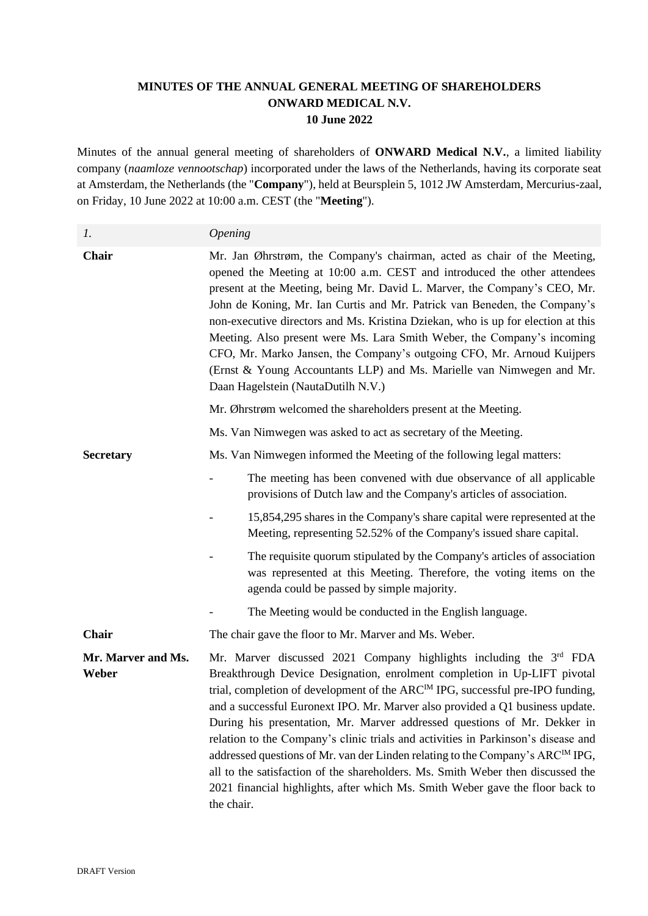# MINUTES OF THE ANNUAL GENERAL MEETING OF SHAREHOLDERS ONWARD MEDICAL N.V. 10 June 2022

Minutes of the annual general meeting of shareholders of **ONWARD Medical N.V.**, a limited liability company (*naamloze vennootschap*) incorporated under the laws of the Netherlands, having its corporate seat at Amsterdam, the Netherlands (the "**Company**"), held at Beursplein 5, 1012 JW Amsterdam, Mercurius-zaal, on Friday, 10 June 2022 at 10:00 a.m. CEST (the "**Meeting**").

| *1.* | *Opening* |
|---|---|
| **Chair** | Mr. Jan Øhrstrøm, the Company's chairman, acted as chair of the Meeting, opened the Meeting at 10:00 a.m. CEST and introduced the other attendees present at the Meeting, being Mr. David L. Marver, the Company's CEO, Mr. John de Koning, Mr. Ian Curtis and Mr. Patrick van Beneden, the Company's non-executive directors and Ms. Kristina Dziekan, who is up for election at this Meeting. Also present were Ms. Lara Smith Weber, the Company's incoming CFO, Mr. Marko Jansen, the Company's outgoing CFO, Mr. Arnoud Kuijpers (Ernst & Young Accountants LLP) and Ms. Marielle van Nimwegen and Mr. Daan Hagelstein (NautaDutilh N.V.)<br><br>Mr. Øhrstrøm welcomed the shareholders present at the Meeting.<br><br>Ms. Van Nimwegen was asked to act as secretary of the Meeting. |
| **Secretary** | Ms. Van Nimwegen informed the Meeting of the following legal matters:<br><br>- The meeting has been convened with due observance of all applicable provisions of Dutch law and the Company's articles of association.<br>- 15,854,295 shares in the Company's share capital were represented at the Meeting, representing 52.52% of the Company's issued share capital.<br>- The requisite quorum stipulated by the Company's articles of association was represented at this Meeting. Therefore, the voting items on the agenda could be passed by simple majority.<br>- The Meeting would be conducted in the English language. |
| **Chair** | The chair gave the floor to Mr. Marver and Ms. Weber. |
| **Mr. Marver and Ms. Weber** | Mr. Marver discussed 2021 Company highlights including the 3rd FDA Breakthrough Device Designation, enrolment completion in Up-LIFT pivotal trial, completion of development of the ARC IM IPG, successful pre-IPO funding, and a successful Euronext IPO. Mr. Marver also provided a Q1 business update. During his presentation, Mr. Marver addressed questions of Mr. Dekker in relation to the Company's clinic trials and activities in Parkinson's disease and addressed questions of Mr. van der Linden relating to the Company's ARC IM IPG, all to the satisfaction of the shareholders. Ms. Smith Weber then discussed the 2021 financial highlights, after which Ms. Smith Weber gave the floor back to the chair. |

DRAFT Version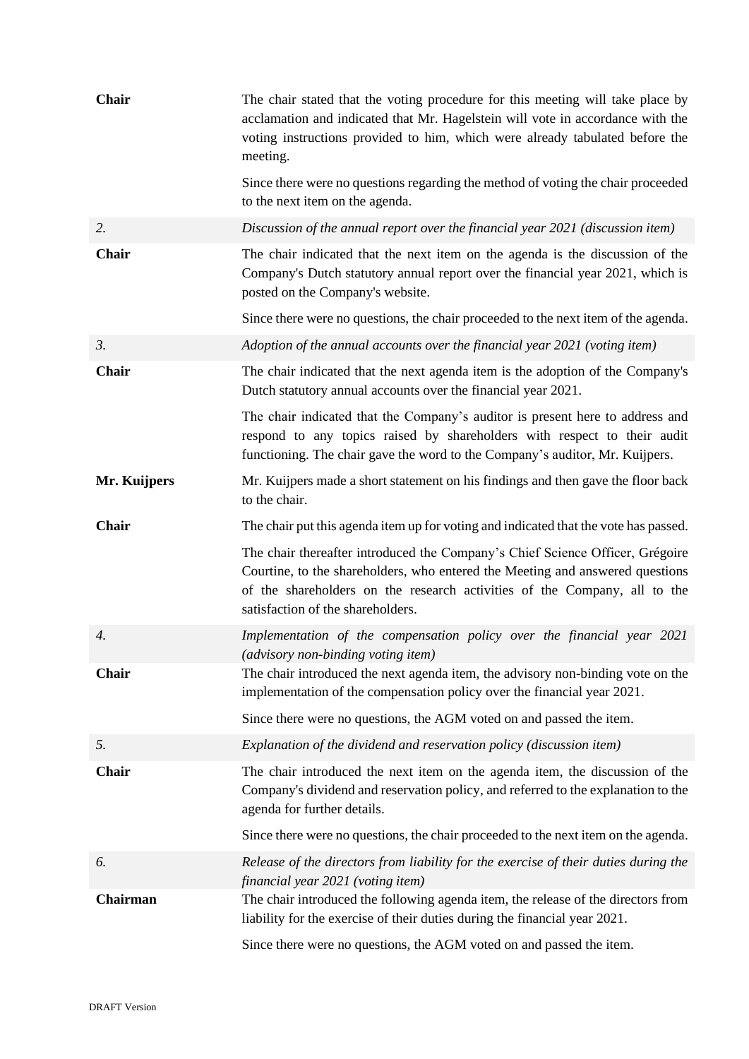| | |
|---|---|
| **Chair** | The chair stated that the voting procedure for this meeting will take place by acclamation and indicated that Mr. Hagelstein will vote in accordance with the voting instructions provided to him, which were already tabulated before the meeting.<br><br>Since there were no questions regarding the method of voting the chair proceeded to the next item on the agenda. |
| *2.* | *Discussion of the annual report over the financial year 2021 (discussion item)* |
| **Chair** | The chair indicated that the next item on the agenda is the discussion of the Company's Dutch statutory annual report over the financial year 2021, which is posted on the Company's website.<br><br>Since there were no questions, the chair proceeded to the next item of the agenda. |
| *3.* | *Adoption of the annual accounts over the financial year 2021 (voting item)* |
| **Chair** | The chair indicated that the next agenda item is the adoption of the Company's Dutch statutory annual accounts over the financial year 2021.<br><br>The chair indicated that the Company's auditor is present here to address and respond to any topics raised by shareholders with respect to their audit functioning. The chair gave the word to the Company's auditor, Mr. Kuijpers. |
| **Mr. Kuijpers** | Mr. Kuijpers made a short statement on his findings and then gave the floor back to the chair. |
| **Chair** | The chair put this agenda item up for voting and indicated that the vote has passed.<br><br>The chair thereafter introduced the Company's Chief Science Officer, Grégoire Courtine, to the shareholders, who entered the Meeting and answered questions of the shareholders on the research activities of the Company, all to the satisfaction of the shareholders. |
| *4.* | *Implementation of the compensation policy over the financial year 2021 (advisory non-binding voting item)* |
| **Chair** | The chair introduced the next agenda item, the advisory non-binding vote on the implementation of the compensation policy over the financial year 2021.<br><br>Since there were no questions, the AGM voted on and passed the item. |
| *5.* | *Explanation of the dividend and reservation policy (discussion item)* |
| **Chair** | The chair introduced the next item on the agenda item, the discussion of the Company's dividend and reservation policy, and referred to the explanation to the agenda for further details.<br><br>Since there were no questions, the chair proceeded to the next item on the agenda. |
| *6.* | *Release of the directors from liability for the exercise of their duties during the financial year 2021 (voting item)* |
| **Chairman** | The chair introduced the following agenda item, the release of the directors from liability for the exercise of their duties during the financial year 2021.<br><br>Since there were no questions, the AGM voted on and passed the item. |

DRAFT Version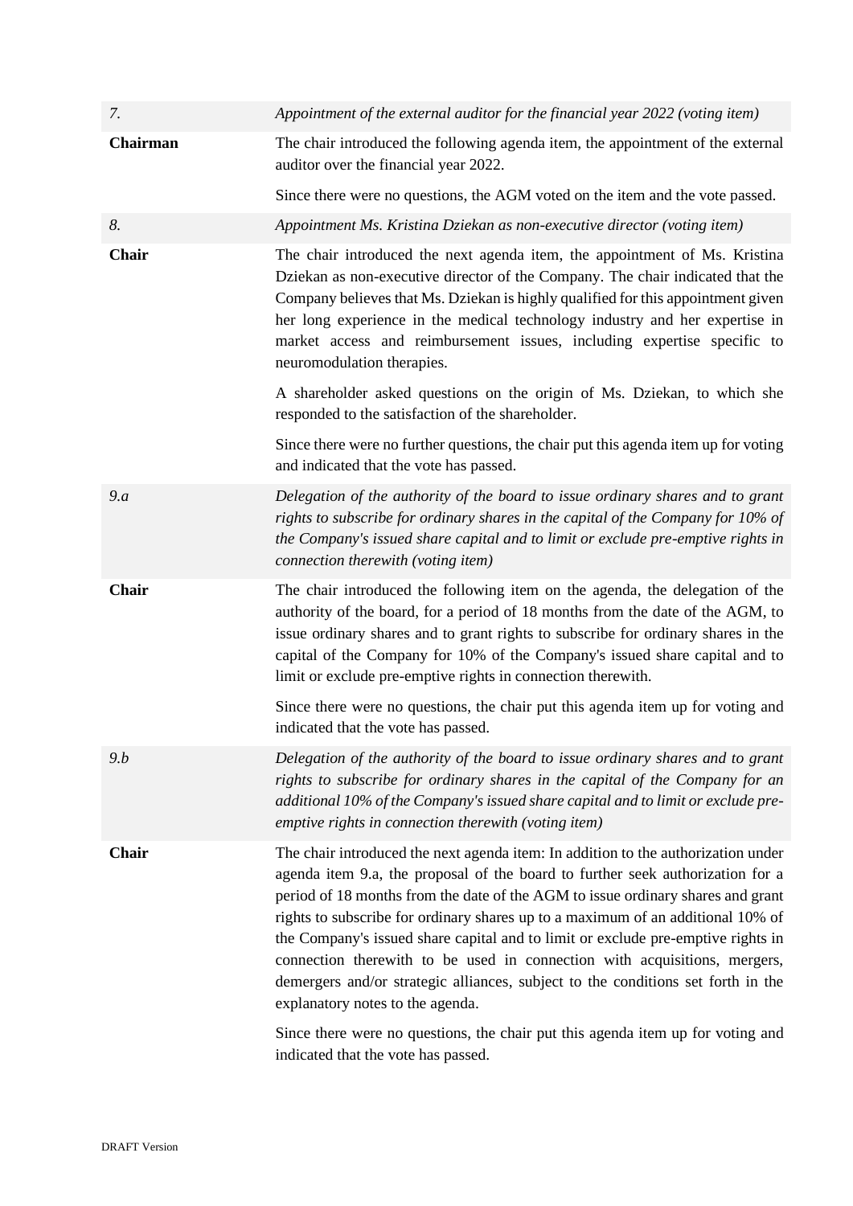| | |
|---|---|
| *7.* | *Appointment of the external auditor for the financial year 2022 (voting item)* |
| **Chairman** | The chair introduced the following agenda item, the appointment of the external auditor over the financial year 2022.<br><br>Since there were no questions, the AGM voted on the item and the vote passed. |
| *8.* | *Appointment Ms. Kristina Dziekan as non-executive director (voting item)* |
| **Chair** | The chair introduced the next agenda item, the appointment of Ms. Kristina Dziekan as non-executive director of the Company. The chair indicated that the Company believes that Ms. Dziekan is highly qualified for this appointment given her long experience in the medical technology industry and her expertise in market access and reimbursement issues, including expertise specific to neuromodulation therapies.<br><br>A shareholder asked questions on the origin of Ms. Dziekan, to which she responded to the satisfaction of the shareholder.<br><br>Since there were no further questions, the chair put this agenda item up for voting and indicated that the vote has passed. |
| *9.a* | *Delegation of the authority of the board to issue ordinary shares and to grant rights to subscribe for ordinary shares in the capital of the Company for 10% of the Company's issued share capital and to limit or exclude pre-emptive rights in connection therewith (voting item)* |
| **Chair** | The chair introduced the following item on the agenda, the delegation of the authority of the board, for a period of 18 months from the date of the AGM, to issue ordinary shares and to grant rights to subscribe for ordinary shares in the capital of the Company for 10% of the Company's issued share capital and to limit or exclude pre-emptive rights in connection therewith.<br><br>Since there were no questions, the chair put this agenda item up for voting and indicated that the vote has passed. |
| *9.b* | *Delegation of the authority of the board to issue ordinary shares and to grant rights to subscribe for ordinary shares in the capital of the Company for an additional 10% of the Company's issued share capital and to limit or exclude pre-emptive rights in connection therewith (voting item)* |
| **Chair** | The chair introduced the next agenda item: In addition to the authorization under agenda item 9.a, the proposal of the board to further seek authorization for a period of 18 months from the date of the AGM to issue ordinary shares and grant rights to subscribe for ordinary shares up to a maximum of an additional 10% of the Company's issued share capital and to limit or exclude pre-emptive rights in connection therewith to be used in connection with acquisitions, mergers, demergers and/or strategic alliances, subject to the conditions set forth in the explanatory notes to the agenda.<br><br>Since there were no questions, the chair put this agenda item up for voting and indicated that the vote has passed. |

DRAFT Version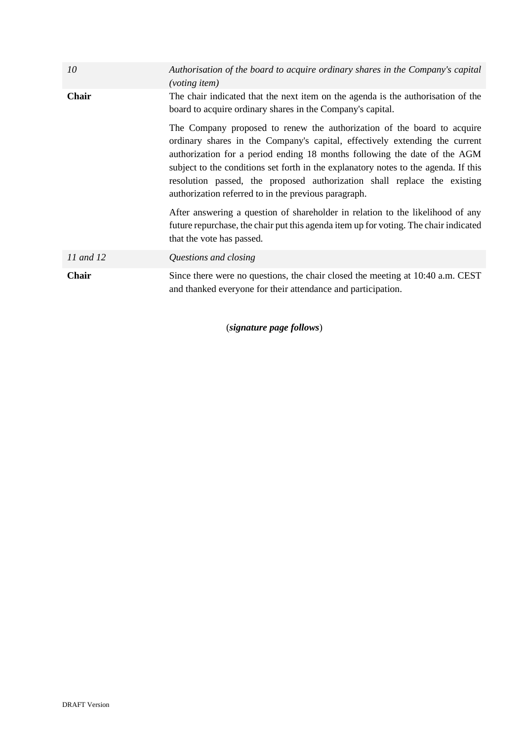| | |
|---|---|
| *10* | *Authorisation of the board to acquire ordinary shares in the Company's capital (voting item)* |
| **Chair** | The chair indicated that the next item on the agenda is the authorisation of the board to acquire ordinary shares in the Company's capital.<br><br>The Company proposed to renew the authorization of the board to acquire ordinary shares in the Company's capital, effectively extending the current authorization for a period ending 18 months following the date of the AGM subject to the conditions set forth in the explanatory notes to the agenda. If this resolution passed, the proposed authorization shall replace the existing authorization referred to in the previous paragraph.<br><br>After answering a question of shareholder in relation to the likelihood of any future repurchase, the chair put this agenda item up for voting. The chair indicated that the vote has passed. |
| *11 and 12* | *Questions and closing* |
| **Chair** | Since there were no questions, the chair closed the meeting at 10:40 a.m. CEST and thanked everyone for their attendance and participation. |

(***signature page follows***)

DRAFT Version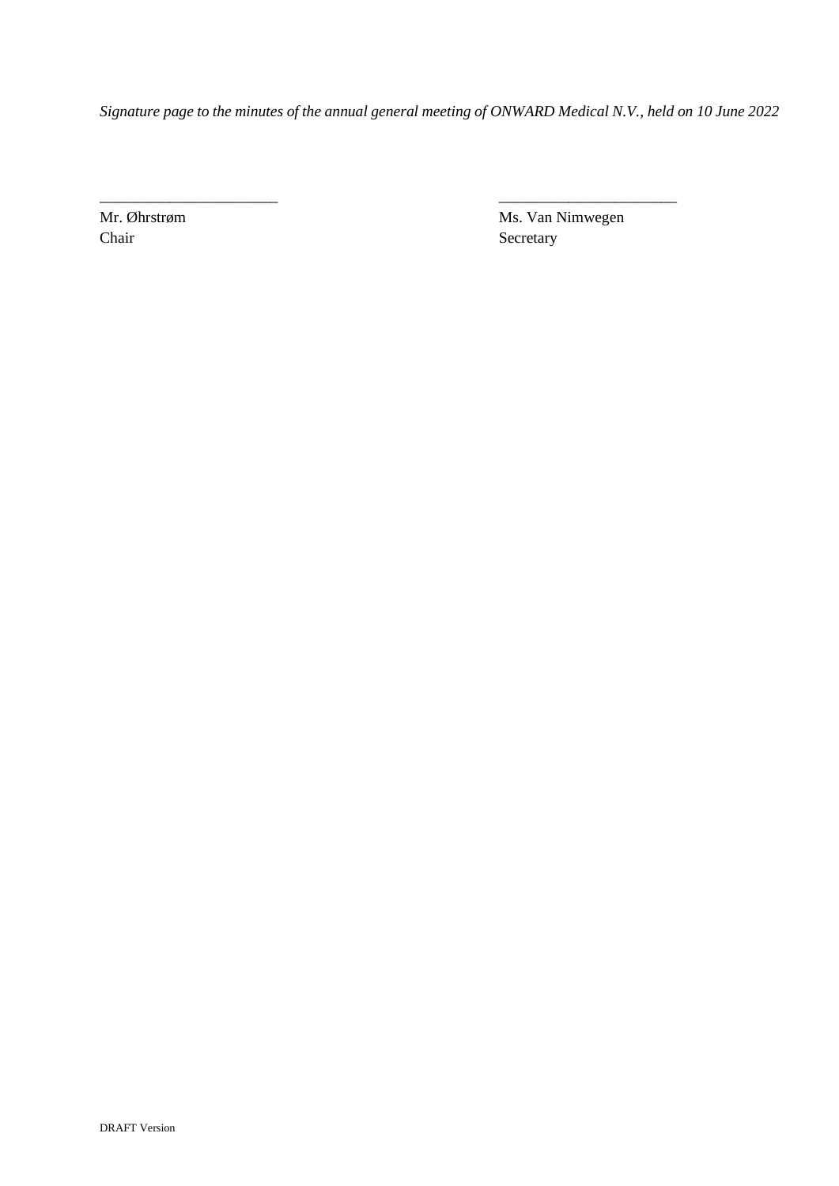*Signature page to the minutes of the annual general meeting of ONWARD Medical N.V., held on 10 June 2022*

| | |
|---|---|
| _______________________ | _______________________ |
| Mr. Øhrstrøm | Ms. Van Nimwegen |
| Chair | Secretary |

DRAFT Version